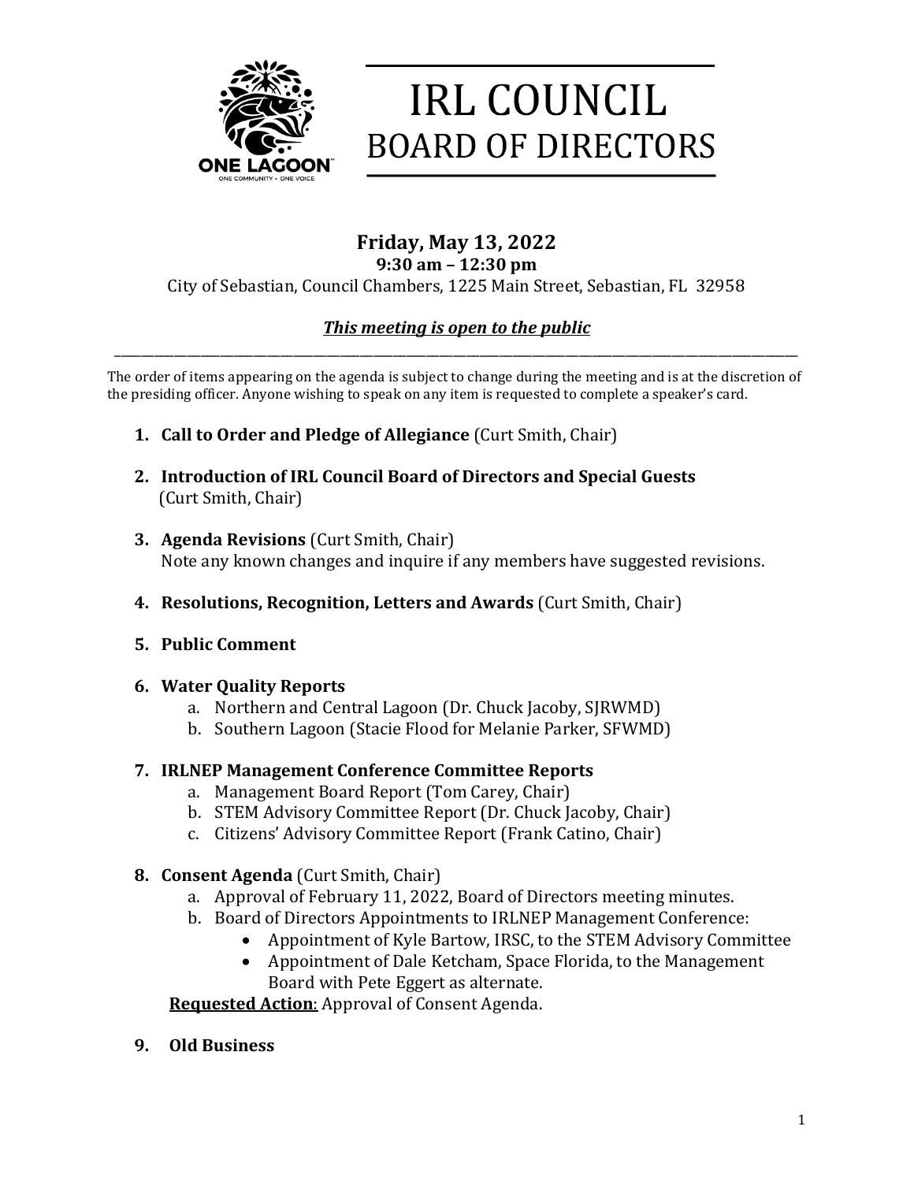# IRL COUNCIL
## BOARD OF DIRECTORS

ONE LAGOON™
ONE COMMUNITY • ONE VOICE

### Friday, May 13, 2022
**9:30 am – 12:30 pm**

City of Sebastian, Council Chambers, 1225 Main Street, Sebastian, FL 32958

***This meeting is open to the public***

---

The order of items appearing on the agenda is subject to change during the meeting and is at the discretion of the presiding officer. Anyone wishing to speak on any item is requested to complete a speaker's card.

1. **Call to Order and Pledge of Allegiance** (Curt Smith, Chair)

2. **Introduction of IRL Council Board of Directors and Special Guests** (Curt Smith, Chair)

3. **Agenda Revisions** (Curt Smith, Chair)
   Note any known changes and inquire if any members have suggested revisions.

4. **Resolutions, Recognition, Letters and Awards** (Curt Smith, Chair)

5. **Public Comment**

6. **Water Quality Reports**
   a. Northern and Central Lagoon (Dr. Chuck Jacoby, SJRWMD)
   b. Southern Lagoon (Stacie Flood for Melanie Parker, SFWMD)

7. **IRLNEP Management Conference Committee Reports**
   a. Management Board Report (Tom Carey, Chair)
   b. STEM Advisory Committee Report (Dr. Chuck Jacoby, Chair)
   c. Citizens' Advisory Committee Report (Frank Catino, Chair)

8. **Consent Agenda** (Curt Smith, Chair)
   a. Approval of February 11, 2022, Board of Directors meeting minutes.
   b. Board of Directors Appointments to IRLNEP Management Conference:
      - Appointment of Kyle Bartow, IRSC, to the STEM Advisory Committee
      - Appointment of Dale Ketcham, Space Florida, to the Management Board with Pete Eggert as alternate.

   **Requested Action**: Approval of Consent Agenda.

9. **Old Business**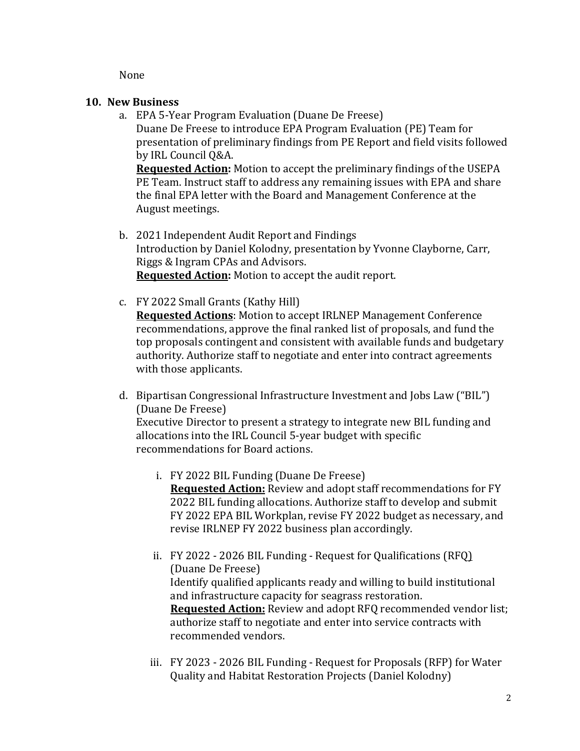None

**10. New Business**

a. EPA 5-Year Program Evaluation (Duane De Freese)
   Duane De Freese to introduce EPA Program Evaluation (PE) Team for presentation of preliminary findings from PE Report and field visits followed by IRL Council Q&A.
   **Requested Action:** Motion to accept the preliminary findings of the USEPA PE Team. Instruct staff to address any remaining issues with EPA and share the final EPA letter with the Board and Management Conference at the August meetings.

b. 2021 Independent Audit Report and Findings
   Introduction by Daniel Kolodny, presentation by Yvonne Clayborne, Carr, Riggs & Ingram CPAs and Advisors.
   **Requested Action:** Motion to accept the audit report.

c. FY 2022 Small Grants (Kathy Hill)
   **Requested Actions**: Motion to accept IRLNEP Management Conference recommendations, approve the final ranked list of proposals, and fund the top proposals contingent and consistent with available funds and budgetary authority. Authorize staff to negotiate and enter into contract agreements with those applicants.

d. Bipartisan Congressional Infrastructure Investment and Jobs Law ("BIL") (Duane De Freese)
   Executive Director to present a strategy to integrate new BIL funding and allocations into the IRL Council 5-year budget with specific recommendations for Board actions.

   i. FY 2022 BIL Funding (Duane De Freese)
      **Requested Action:** Review and adopt staff recommendations for FY 2022 BIL funding allocations. Authorize staff to develop and submit FY 2022 EPA BIL Workplan, revise FY 2022 budget as necessary, and revise IRLNEP FY 2022 business plan accordingly.

   ii. FY 2022 - 2026 BIL Funding - Request for Qualifications (RFQ) (Duane De Freese)
       Identify qualified applicants ready and willing to build institutional and infrastructure capacity for seagrass restoration.
       **Requested Action:** Review and adopt RFQ recommended vendor list; authorize staff to negotiate and enter into service contracts with recommended vendors.

   iii. FY 2023 - 2026 BIL Funding - Request for Proposals (RFP) for Water Quality and Habitat Restoration Projects (Daniel Kolodny)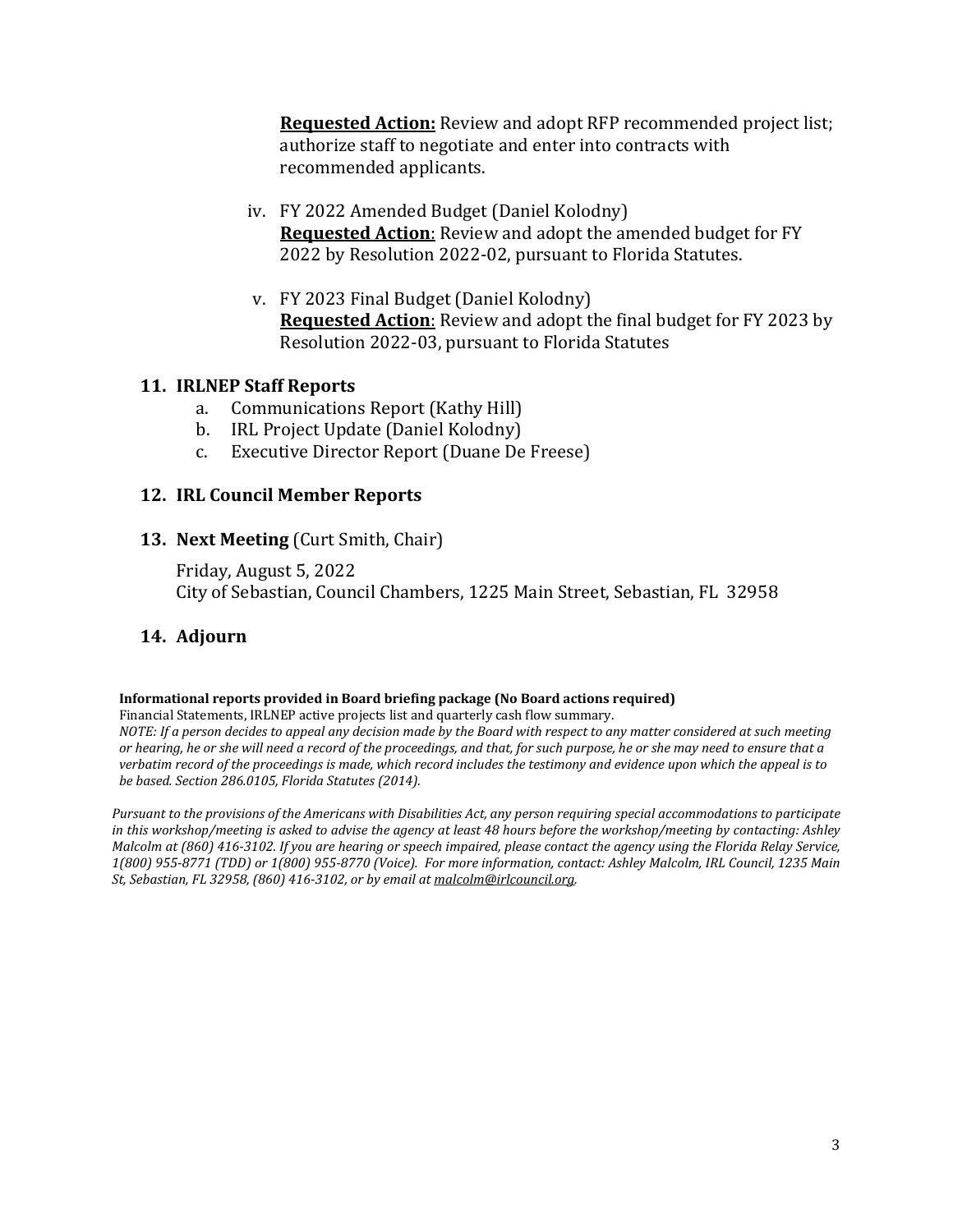**Requested Action:** Review and adopt RFP recommended project list; authorize staff to negotiate and enter into contracts with recommended applicants.

iv. FY 2022 Amended Budget (Daniel Kolodny)
**Requested Action**: Review and adopt the amended budget for FY 2022 by Resolution 2022-02, pursuant to Florida Statutes.

v. FY 2023 Final Budget (Daniel Kolodny)
**Requested Action**: Review and adopt the final budget for FY 2023 by Resolution 2022-03, pursuant to Florida Statutes

**11. IRLNEP Staff Reports**

a. Communications Report (Kathy Hill)
b. IRL Project Update (Daniel Kolodny)
c. Executive Director Report (Duane De Freese)

**12. IRL Council Member Reports**

**13. Next Meeting** (Curt Smith, Chair)

Friday, August 5, 2022
City of Sebastian, Council Chambers, 1225 Main Street, Sebastian, FL 32958

**14. Adjourn**

**Informational reports provided in Board briefing package (No Board actions required)**
Financial Statements, IRLNEP active projects list and quarterly cash flow summary.
*NOTE: If a person decides to appeal any decision made by the Board with respect to any matter considered at such meeting or hearing, he or she will need a record of the proceedings, and that, for such purpose, he or she may need to ensure that a verbatim record of the proceedings is made, which record includes the testimony and evidence upon which the appeal is to be based. Section 286.0105, Florida Statutes (2014).*

*Pursuant to the provisions of the Americans with Disabilities Act, any person requiring special accommodations to participate in this workshop/meeting is asked to advise the agency at least 48 hours before the workshop/meeting by contacting: Ashley Malcolm at (860) 416-3102. If you are hearing or speech impaired, please contact the agency using the Florida Relay Service, 1(800) 955-8771 (TDD) or 1(800) 955-8770 (Voice). For more information, contact: Ashley Malcolm, IRL Council, 1235 Main St, Sebastian, FL 32958, (860) 416-3102, or by email at malcolm@irlcouncil.org.*